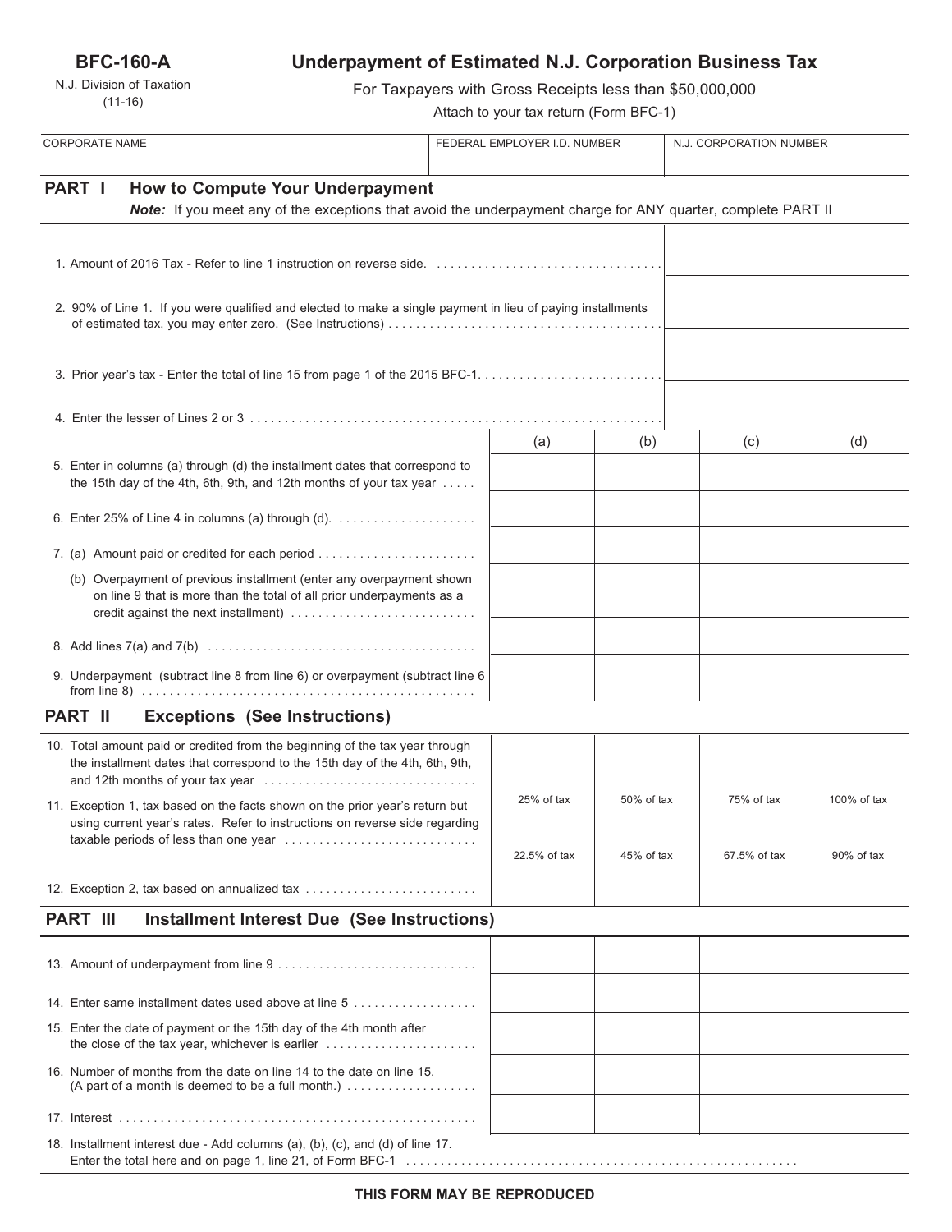**BFC-160-A**

N.J. Division of Taxation
(11-16)

# Underpayment of Estimated N.J. Corporation Business Tax

For Taxpayers with Gross Receipts less than $50,000,000

Attach to your tax return (Form BFC-1)

| CORPORATE NAME | FEDERAL EMPLOYER I.D. NUMBER | N.J. CORPORATION NUMBER |
|---|---|---|
| | | |

## PART I How to Compute Your Underpayment

***Note:*** *If you meet any of the exceptions that avoid the underpayment charge for ANY quarter, complete PART II*

| | |
|---|---|
| 1. Amount of 2016 Tax - Refer to line 1 instruction on reverse side. | |
| 2. 90% of Line 1. If you were qualified and elected to make a single payment in lieu of paying installments of estimated tax, you may enter zero. (See Instructions) | |
| 3. Prior year's tax - Enter the total of line 15 from page 1 of the 2015 BFC-1. | |
| 4. Enter the lesser of Lines 2 or 3 | |

| | (a) | (b) | (c) | (d) |
|---|---|---|---|---|
| 5. Enter in columns (a) through (d) the installment dates that correspond to the 15th day of the 4th, 6th, 9th, and 12th months of your tax year | | | | |
| 6. Enter 25% of Line 4 in columns (a) through (d). | | | | |
| 7. (a) Amount paid or credited for each period | | | | |
| (b) Overpayment of previous installment (enter any overpayment shown on line 9 that is more than the total of all prior underpayments as a credit against the next installment) | | | | |
| 8. Add lines 7(a) and 7(b) | | | | |
| 9. Underpayment (subtract line 8 from line 6) or overpayment (subtract line 6 from line 8) | | | | |

## PART II Exceptions (See Instructions)

| | | | | |
|---|---|---|---|---|
| 10. Total amount paid or credited from the beginning of the tax year through the installment dates that correspond to the 15th day of the 4th, 6th, 9th, and 12th months of your tax year | | | | |
| 11. Exception 1, tax based on the facts shown on the prior year's return but using current year's rates. Refer to instructions on reverse side regarding taxable periods of less than one year | 25% of tax | 50% of tax | 75% of tax | 100% of tax |
| 12. Exception 2, tax based on annualized tax | 22.5% of tax | 45% of tax | 67.5% of tax | 90% of tax |

## PART III Installment Interest Due (See Instructions)

| | | | | |
|---|---|---|---|---|
| 13. Amount of underpayment from line 9 | | | | |
| 14. Enter same installment dates used above at line 5 | | | | |
| 15. Enter the date of payment or the 15th day of the 4th month after the close of the tax year, whichever is earlier | | | | |
| 16. Number of months from the date on line 14 to the date on line 15. (A part of a month is deemed to be a full month.) | | | | |
| 17. Interest | | | | |
| 18. Installment interest due - Add columns (a), (b), (c), and (d) of line 17. Enter the total here and on page 1, line 21, of Form BFC-1 | | | | |

**THIS FORM MAY BE REPRODUCED**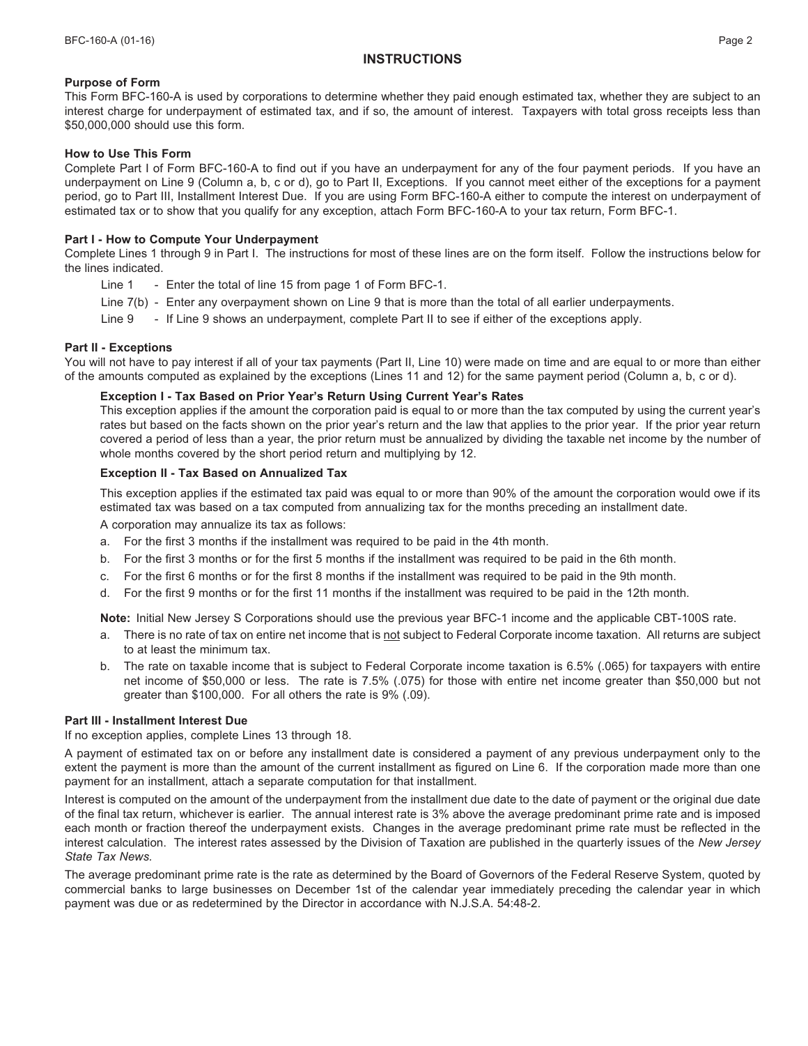# INSTRUCTIONS

## Purpose of Form

This Form BFC-160-A is used by corporations to determine whether they paid enough estimated tax, whether they are subject to an interest charge for underpayment of estimated tax, and if so, the amount of interest. Taxpayers with total gross receipts less than $50,000,000 should use this form.

## How to Use This Form

Complete Part I of Form BFC-160-A to find out if you have an underpayment for any of the four payment periods. If you have an underpayment on Line 9 (Column a, b, c or d), go to Part II, Exceptions. If you cannot meet either of the exceptions for a payment period, go to Part III, Installment Interest Due. If you are using Form BFC-160-A either to compute the interest on underpayment of estimated tax or to show that you qualify for any exception, attach Form BFC-160-A to your tax return, Form BFC-1.

## Part I - How to Compute Your Underpayment

Complete Lines 1 through 9 in Part I. The instructions for most of these lines are on the form itself. Follow the instructions below for the lines indicated.

- Line 1 - Enter the total of line 15 from page 1 of Form BFC-1.
- Line 7(b) - Enter any overpayment shown on Line 9 that is more than the total of all earlier underpayments.
- Line 9 - If Line 9 shows an underpayment, complete Part II to see if either of the exceptions apply.

## Part II - Exceptions

You will not have to pay interest if all of your tax payments (Part II, Line 10) were made on time and are equal to or more than either of the amounts computed as explained by the exceptions (Lines 11 and 12) for the same payment period (Column a, b, c or d).

### Exception I - Tax Based on Prior Year's Return Using Current Year's Rates

This exception applies if the amount the corporation paid is equal to or more than the tax computed by using the current year's rates but based on the facts shown on the prior year's return and the law that applies to the prior year. If the prior year return covered a period of less than a year, the prior return must be annualized by dividing the taxable net income by the number of whole months covered by the short period return and multiplying by 12.

### Exception II - Tax Based on Annualized Tax

This exception applies if the estimated tax paid was equal to or more than 90% of the amount the corporation would owe if its estimated tax was based on a tax computed from annualizing tax for the months preceding an installment date.

A corporation may annualize its tax as follows:

a. For the first 3 months if the installment was required to be paid in the 4th month.
b. For the first 3 months or for the first 5 months if the installment was required to be paid in the 6th month.
c. For the first 6 months or for the first 8 months if the installment was required to be paid in the 9th month.
d. For the first 9 months or for the first 11 months if the installment was required to be paid in the 12th month.

**Note:** Initial New Jersey S Corporations should use the previous year BFC-1 income and the applicable CBT-100S rate.

a. There is no rate of tax on entire net income that is not subject to Federal Corporate income taxation. All returns are subject to at least the minimum tax.
b. The rate on taxable income that is subject to Federal Corporate income taxation is 6.5% (.065) for taxpayers with entire net income of $50,000 or less. The rate is 7.5% (.075) for those with entire net income greater than $50,000 but not greater than $100,000. For all others the rate is 9% (.09).

## Part III - Installment Interest Due

If no exception applies, complete Lines 13 through 18.

A payment of estimated tax on or before any installment date is considered a payment of any previous underpayment only to the extent the payment is more than the amount of the current installment as figured on Line 6. If the corporation made more than one payment for an installment, attach a separate computation for that installment.

Interest is computed on the amount of the underpayment from the installment due date to the date of payment or the original due date of the final tax return, whichever is earlier. The annual interest rate is 3% above the average predominant prime rate and is imposed each month or fraction thereof the underpayment exists. Changes in the average predominant prime rate must be reflected in the interest calculation. The interest rates assessed by the Division of Taxation are published in the quarterly issues of the *New Jersey State Tax News.*

The average predominant prime rate is the rate as determined by the Board of Governors of the Federal Reserve System, quoted by commercial banks to large businesses on December 1st of the calendar year immediately preceding the calendar year in which payment was due or as redetermined by the Director in accordance with N.J.S.A. 54:48-2.